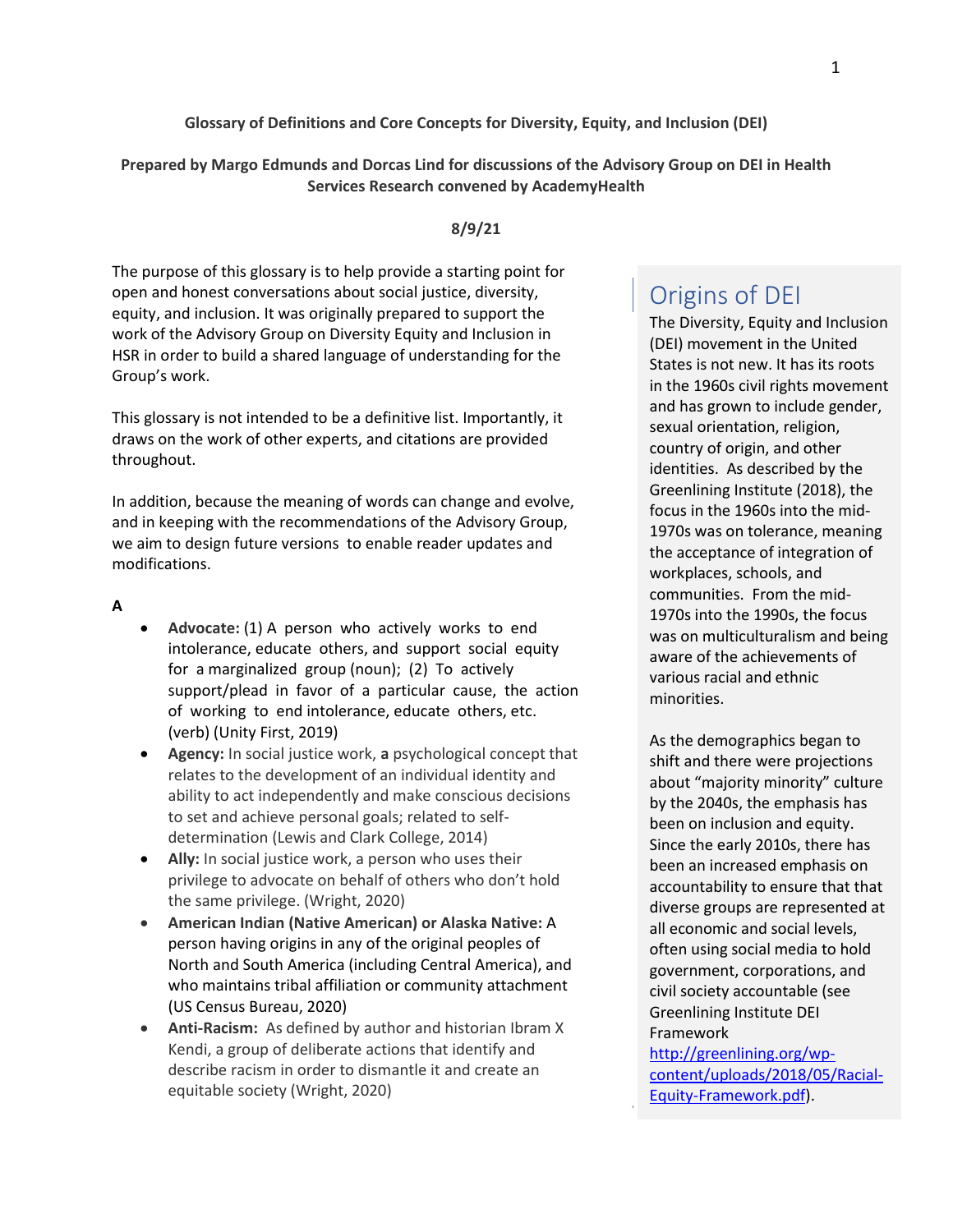**Glossary of Definitions and Core Concepts for Diversity, Equity, and Inclusion (DEI)**

**Prepared by Margo Edmunds and Dorcas Lind for discussions of the Advisory Group on DEI in Health Services Research convened by AcademyHealth**

**8/9/21**

The purpose of this glossary is to help provide a starting point for open and honest conversations about social justice, diversity, equity, and inclusion. It was originally prepared to support the work of the Advisory Group on Diversity Equity and Inclusion in HSR in order to build a shared language of understanding for the Group's work.

This glossary is not intended to be a definitive list. Importantly, it draws on the work of other experts, and citations are provided throughout.

In addition, because the meaning of words can change and evolve, and in keeping with the recommendations of the Advisory Group, we aim to design future versions to enable reader updates and modifications.

## Origins of DEI

The Diversity, Equity and Inclusion (DEI) movement in the United States is not new. It has its roots in the 1960s civil rights movement and has grown to include gender, sexual orientation, religion, country of origin, and other identities. As described by the Greenlining Institute (2018), the focus in the 1960s into the mid-1970s was on tolerance, meaning the acceptance of integration of workplaces, schools, and communities. From the mid-1970s into the 1990s, the focus was on multiculturalism and being aware of the achievements of various racial and ethnic minorities.

As the demographics began to shift and there were projections about "majority minority" culture by the 2040s, the emphasis has been on inclusion and equity. Since the early 2010s, there has been an increased emphasis on accountability to ensure that that diverse groups are represented at all economic and social levels, often using social media to hold government, corporations, and civil society accountable (see Greenlining Institute DEI Framework http://greenlining.org/wp-content/uploads/2018/05/Racial-Equity-Framework.pdf).

**A**

- **Advocate:** (1) A person who actively works to end intolerance, educate others, and support social equity for a marginalized group (noun); (2) To actively support/plead in favor of a particular cause, the action of working to end intolerance, educate others, etc. (verb) (Unity First, 2019)
- **Agency:** In social justice work, **a** psychological concept that relates to the development of an individual identity and ability to act independently and make conscious decisions to set and achieve personal goals; related to self-determination (Lewis and Clark College, 2014)
- **Ally:** In social justice work, a person who uses their privilege to advocate on behalf of others who don't hold the same privilege. (Wright, 2020)
- **American Indian (Native American) or Alaska Native:** A person having origins in any of the original peoples of North and South America (including Central America), and who maintains tribal affiliation or community attachment (US Census Bureau, 2020)
- **Anti-Racism:** As defined by author and historian Ibram X Kendi, a group of deliberate actions that identify and describe racism in order to dismantle it and create an equitable society (Wright, 2020)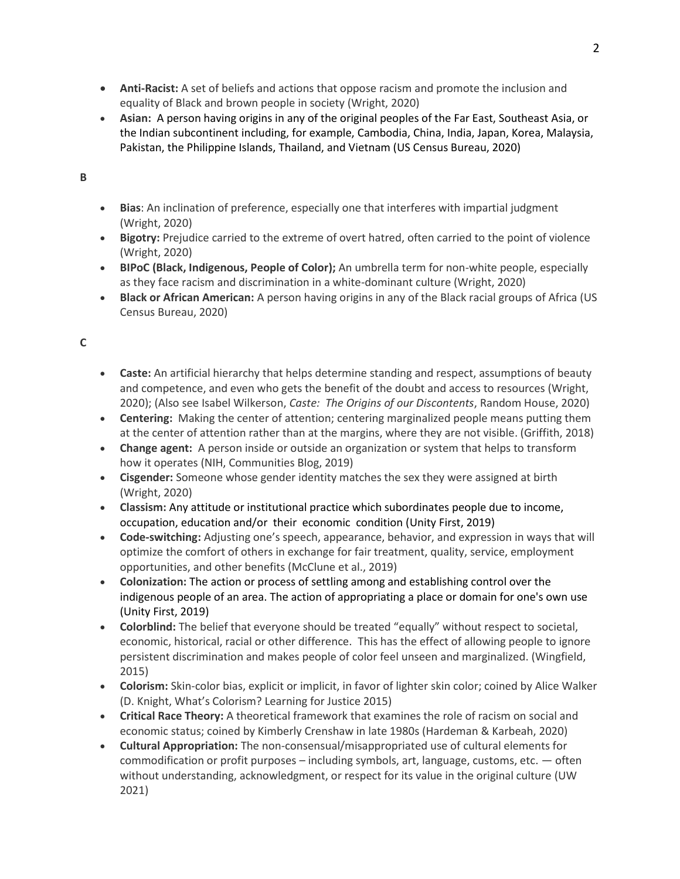- **Anti-Racist:** A set of beliefs and actions that oppose racism and promote the inclusion and equality of Black and brown people in society (Wright, 2020)
- **Asian:** A person having origins in any of the original peoples of the Far East, Southeast Asia, or the Indian subcontinent including, for example, Cambodia, China, India, Japan, Korea, Malaysia, Pakistan, the Philippine Islands, Thailand, and Vietnam (US Census Bureau, 2020)

**B**

- **Bias**: An inclination of preference, especially one that interferes with impartial judgment (Wright, 2020)
- **Bigotry:** Prejudice carried to the extreme of overt hatred, often carried to the point of violence (Wright, 2020)
- **BIPoC (Black, Indigenous, People of Color);** An umbrella term for non-white people, especially as they face racism and discrimination in a white-dominant culture (Wright, 2020)
- **Black or African American:** A person having origins in any of the Black racial groups of Africa (US Census Bureau, 2020)

**C**

- **Caste:** An artificial hierarchy that helps determine standing and respect, assumptions of beauty and competence, and even who gets the benefit of the doubt and access to resources (Wright, 2020); (Also see Isabel Wilkerson, *Caste: The Origins of our Discontents*, Random House, 2020)
- **Centering:** Making the center of attention; centering marginalized people means putting them at the center of attention rather than at the margins, where they are not visible. (Griffith, 2018)
- **Change agent:** A person inside or outside an organization or system that helps to transform how it operates (NIH, Communities Blog, 2019)
- **Cisgender:** Someone whose gender identity matches the sex they were assigned at birth (Wright, 2020)
- **Classism:** Any attitude or institutional practice which subordinates people due to income, occupation, education and/or their economic condition (Unity First, 2019)
- **Code-switching:** Adjusting one's speech, appearance, behavior, and expression in ways that will optimize the comfort of others in exchange for fair treatment, quality, service, employment opportunities, and other benefits (McClune et al., 2019)
- **Colonization:** The action or process of settling among and establishing control over the indigenous people of an area. The action of appropriating a place or domain for one's own use (Unity First, 2019)
- **Colorblind:** The belief that everyone should be treated "equally" without respect to societal, economic, historical, racial or other difference. This has the effect of allowing people to ignore persistent discrimination and makes people of color feel unseen and marginalized. (Wingfield, 2015)
- **Colorism:** Skin-color bias, explicit or implicit, in favor of lighter skin color; coined by Alice Walker (D. Knight, What's Colorism? Learning for Justice 2015)
- **Critical Race Theory:** A theoretical framework that examines the role of racism on social and economic status; coined by Kimberly Crenshaw in late 1980s (Hardeman & Karbeah, 2020)
- **Cultural Appropriation:** The non-consensual/misappropriated use of cultural elements for commodification or profit purposes – including symbols, art, language, customs, etc. — often without understanding, acknowledgment, or respect for its value in the original culture (UW 2021)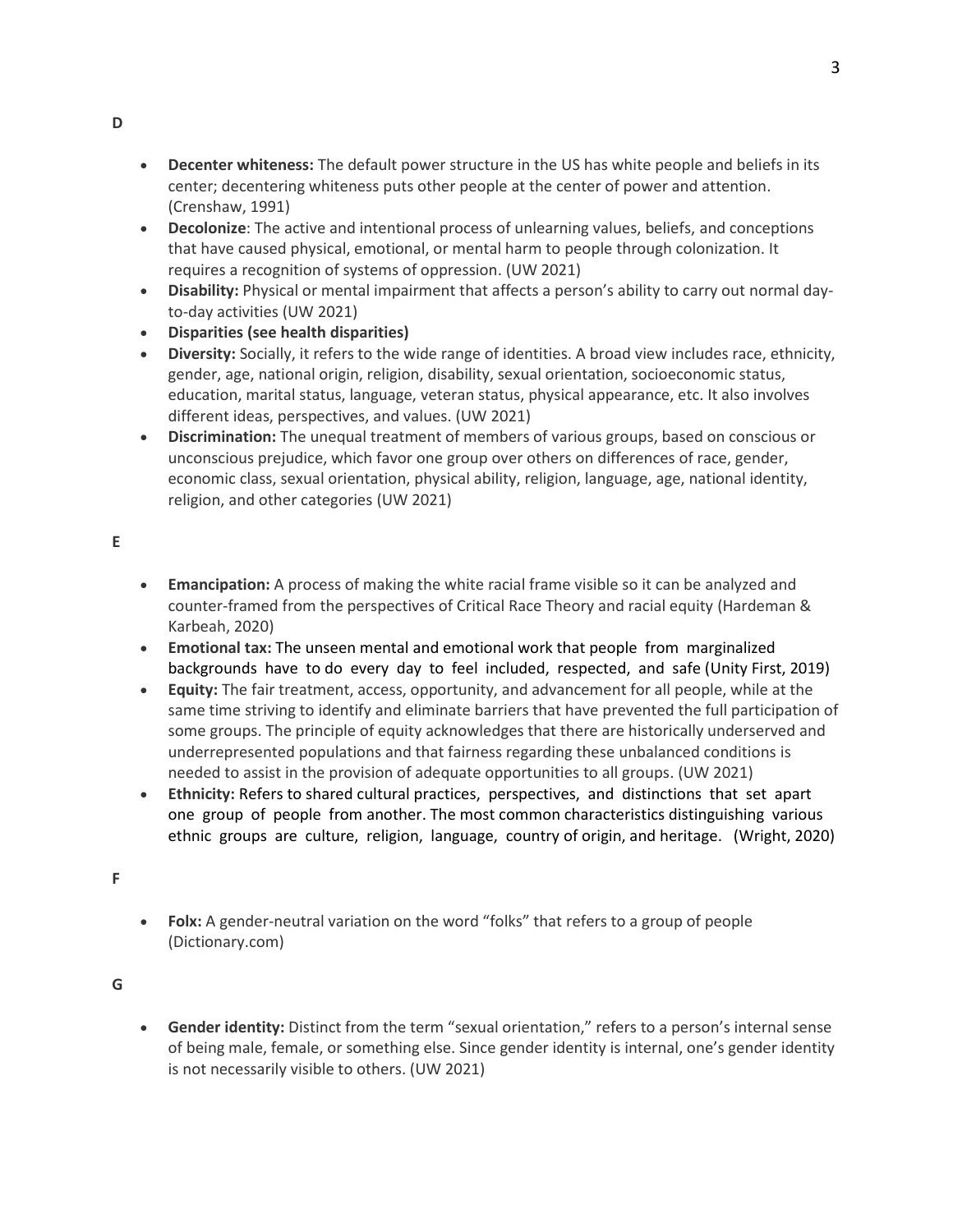**D**

- **Decenter whiteness:** The default power structure in the US has white people and beliefs in its center; decentering whiteness puts other people at the center of power and attention. (Crenshaw, 1991)
- **Decolonize**: The active and intentional process of unlearning values, beliefs, and conceptions that have caused physical, emotional, or mental harm to people through colonization. It requires a recognition of systems of oppression. (UW 2021)
- **Disability:** Physical or mental impairment that affects a person's ability to carry out normal day-to-day activities (UW 2021)
- **Disparities (see health disparities)**
- **Diversity:** Socially, it refers to the wide range of identities. A broad view includes race, ethnicity, gender, age, national origin, religion, disability, sexual orientation, socioeconomic status, education, marital status, language, veteran status, physical appearance, etc. It also involves different ideas, perspectives, and values. (UW 2021)
- **Discrimination:** The unequal treatment of members of various groups, based on conscious or unconscious prejudice, which favor one group over others on differences of race, gender, economic class, sexual orientation, physical ability, religion, language, age, national identity, religion, and other categories (UW 2021)

**E**

- **Emancipation:** A process of making the white racial frame visible so it can be analyzed and counter-framed from the perspectives of Critical Race Theory and racial equity (Hardeman & Karbeah, 2020)
- **Emotional tax:** The unseen mental and emotional work that people from marginalized backgrounds have to do every day to feel included, respected, and safe (Unity First, 2019)
- **Equity:** The fair treatment, access, opportunity, and advancement for all people, while at the same time striving to identify and eliminate barriers that have prevented the full participation of some groups. The principle of equity acknowledges that there are historically underserved and underrepresented populations and that fairness regarding these unbalanced conditions is needed to assist in the provision of adequate opportunities to all groups. (UW 2021)
- **Ethnicity:** Refers to shared cultural practices, perspectives, and distinctions that set apart one group of people from another. The most common characteristics distinguishing various ethnic groups are culture, religion, language, country of origin, and heritage. (Wright, 2020)

**F**

- **Folx:** A gender-neutral variation on the word "folks" that refers to a group of people (Dictionary.com)

**G**

- **Gender identity:** Distinct from the term "sexual orientation," refers to a person's internal sense of being male, female, or something else. Since gender identity is internal, one's gender identity is not necessarily visible to others. (UW 2021)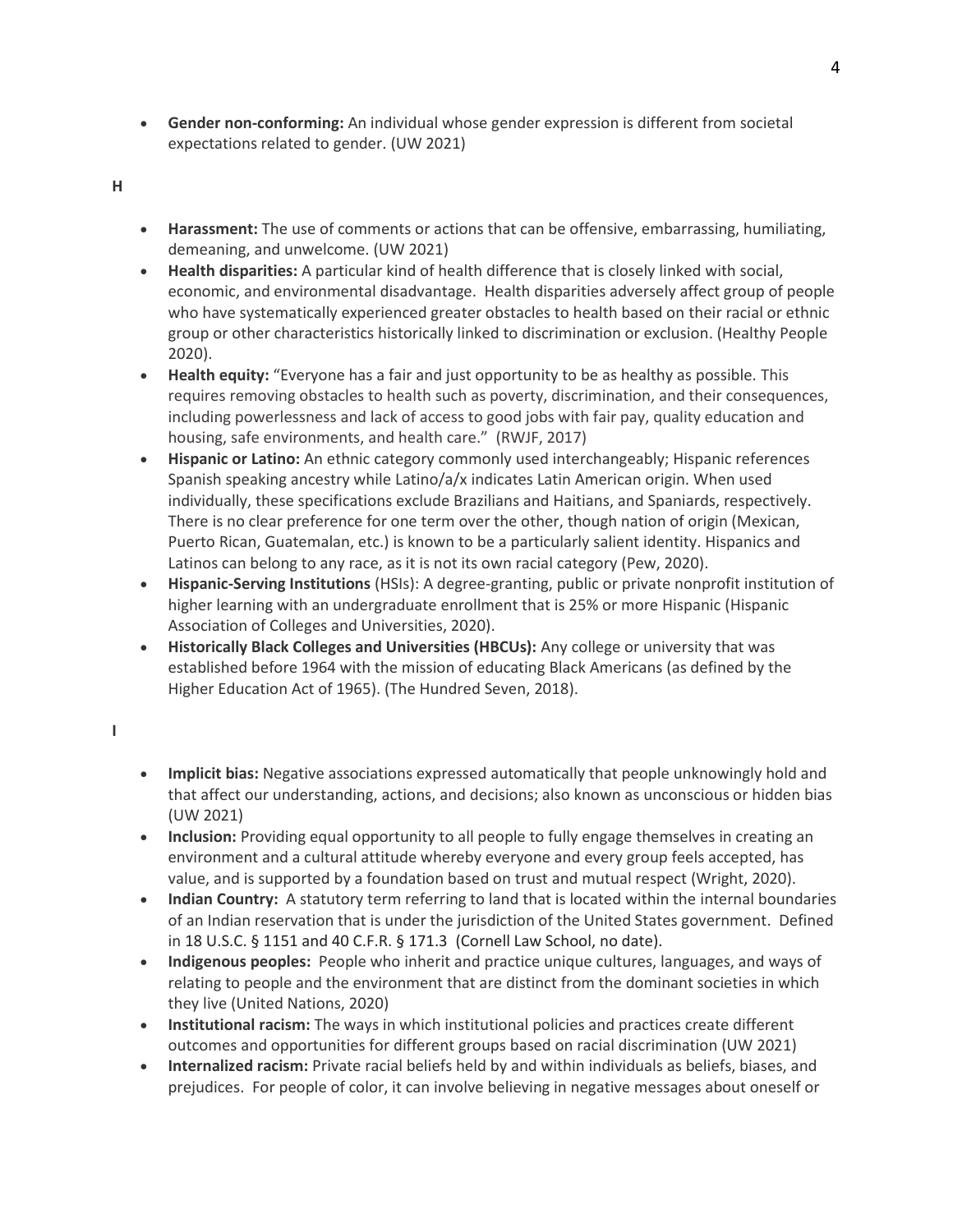- **Gender non-conforming:** An individual whose gender expression is different from societal expectations related to gender. (UW 2021)

**H**

- **Harassment:** The use of comments or actions that can be offensive, embarrassing, humiliating, demeaning, and unwelcome. (UW 2021)
- **Health disparities:** A particular kind of health difference that is closely linked with social, economic, and environmental disadvantage. Health disparities adversely affect group of people who have systematically experienced greater obstacles to health based on their racial or ethnic group or other characteristics historically linked to discrimination or exclusion. (Healthy People 2020).
- **Health equity:** "Everyone has a fair and just opportunity to be as healthy as possible. This requires removing obstacles to health such as poverty, discrimination, and their consequences, including powerlessness and lack of access to good jobs with fair pay, quality education and housing, safe environments, and health care." (RWJF, 2017)
- **Hispanic or Latino:** An ethnic category commonly used interchangeably; Hispanic references Spanish speaking ancestry while Latino/a/x indicates Latin American origin. When used individually, these specifications exclude Brazilians and Haitians, and Spaniards, respectively. There is no clear preference for one term over the other, though nation of origin (Mexican, Puerto Rican, Guatemalan, etc.) is known to be a particularly salient identity. Hispanics and Latinos can belong to any race, as it is not its own racial category (Pew, 2020).
- **Hispanic-Serving Institutions** (HSIs): A degree-granting, public or private nonprofit institution of higher learning with an undergraduate enrollment that is 25% or more Hispanic (Hispanic Association of Colleges and Universities, 2020).
- **Historically Black Colleges and Universities (HBCUs):** Any college or university that was established before 1964 with the mission of educating Black Americans (as defined by the Higher Education Act of 1965). (The Hundred Seven, 2018).

**I**

- **Implicit bias:** Negative associations expressed automatically that people unknowingly hold and that affect our understanding, actions, and decisions; also known as unconscious or hidden bias (UW 2021)
- **Inclusion:** Providing equal opportunity to all people to fully engage themselves in creating an environment and a cultural attitude whereby everyone and every group feels accepted, has value, and is supported by a foundation based on trust and mutual respect (Wright, 2020).
- **Indian Country:** A statutory term referring to land that is located within the internal boundaries of an Indian reservation that is under the jurisdiction of the United States government. Defined in 18 U.S.C. § 1151 and 40 C.F.R. § 171.3 (Cornell Law School, no date).
- **Indigenous peoples:** People who inherit and practice unique cultures, languages, and ways of relating to people and the environment that are distinct from the dominant societies in which they live (United Nations, 2020)
- **Institutional racism:** The ways in which institutional policies and practices create different outcomes and opportunities for different groups based on racial discrimination (UW 2021)
- **Internalized racism:** Private racial beliefs held by and within individuals as beliefs, biases, and prejudices. For people of color, it can involve believing in negative messages about oneself or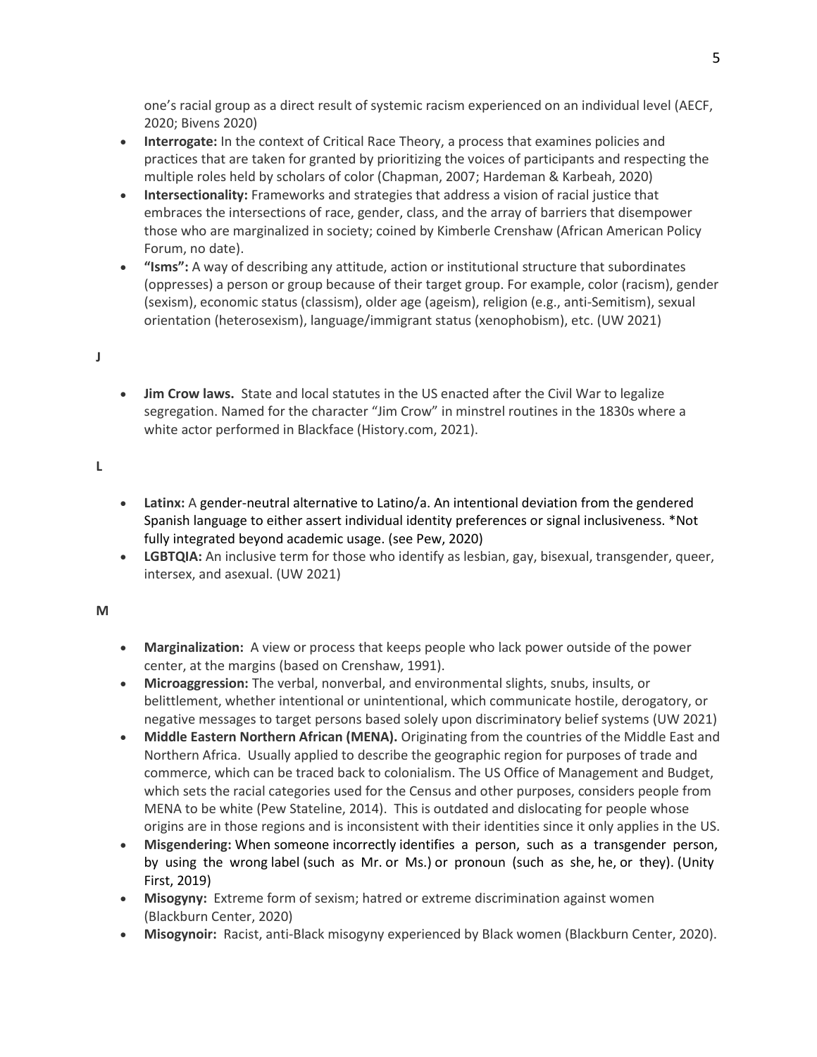one's racial group as a direct result of systemic racism experienced on an individual level (AECF, 2020; Bivens 2020)

- **Interrogate:** In the context of Critical Race Theory, a process that examines policies and practices that are taken for granted by prioritizing the voices of participants and respecting the multiple roles held by scholars of color (Chapman, 2007; Hardeman & Karbeah, 2020)
- **Intersectionality:** Frameworks and strategies that address a vision of racial justice that embraces the intersections of race, gender, class, and the array of barriers that disempower those who are marginalized in society; coined by Kimberle Crenshaw (African American Policy Forum, no date).
- **"Isms":** A way of describing any attitude, action or institutional structure that subordinates (oppresses) a person or group because of their target group. For example, color (racism), gender (sexism), economic status (classism), older age (ageism), religion (e.g., anti-Semitism), sexual orientation (heterosexism), language/immigrant status (xenophobism), etc. (UW 2021)

**J**

- **Jim Crow laws.** State and local statutes in the US enacted after the Civil War to legalize segregation. Named for the character "Jim Crow" in minstrel routines in the 1830s where a white actor performed in Blackface (History.com, 2021).

**L**

- **Latinx:** A gender-neutral alternative to Latino/a. An intentional deviation from the gendered Spanish language to either assert individual identity preferences or signal inclusiveness. *Not fully integrated beyond academic usage. (see Pew, 2020)
- **LGBTQIA:** An inclusive term for those who identify as lesbian, gay, bisexual, transgender, queer, intersex, and asexual. (UW 2021)

**M**

- **Marginalization:** A view or process that keeps people who lack power outside of the power center, at the margins (based on Crenshaw, 1991).
- **Microaggression:** The verbal, nonverbal, and environmental slights, snubs, insults, or belittlement, whether intentional or unintentional, which communicate hostile, derogatory, or negative messages to target persons based solely upon discriminatory belief systems (UW 2021)
- **Middle Eastern Northern African (MENA).** Originating from the countries of the Middle East and Northern Africa. Usually applied to describe the geographic region for purposes of trade and commerce, which can be traced back to colonialism. The US Office of Management and Budget, which sets the racial categories used for the Census and other purposes, considers people from MENA to be white (Pew Stateline, 2014). This is outdated and dislocating for people whose origins are in those regions and is inconsistent with their identities since it only applies in the US.
- **Misgendering:** When someone incorrectly identifies a person, such as a transgender person, by using the wrong label (such as Mr. or Ms.) or pronoun (such as she, he, or they). (Unity First, 2019)
- **Misogyny:** Extreme form of sexism; hatred or extreme discrimination against women (Blackburn Center, 2020)
- **Misogynoir:** Racist, anti-Black misogyny experienced by Black women (Blackburn Center, 2020).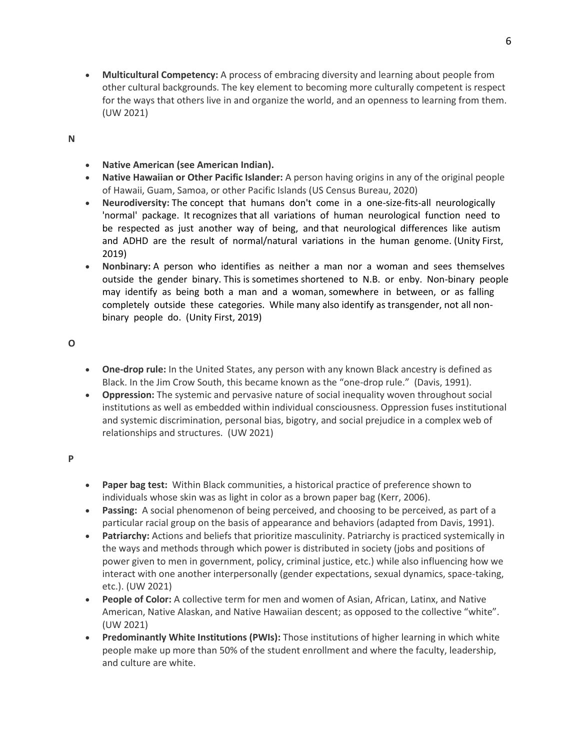- **Multicultural Competency:** A process of embracing diversity and learning about people from other cultural backgrounds. The key element to becoming more culturally competent is respect for the ways that others live in and organize the world, and an openness to learning from them. (UW 2021)

**N**

- **Native American (see American Indian).**
- **Native Hawaiian or Other Pacific Islander:** A person having origins in any of the original people of Hawaii, Guam, Samoa, or other Pacific Islands (US Census Bureau, 2020)
- **Neurodiversity:** The concept that humans don't come in a one-size-fits-all neurologically 'normal' package. It recognizes that all variations of human neurological function need to be respected as just another way of being, and that neurological differences like autism and ADHD are the result of normal/natural variations in the human genome. (Unity First, 2019)
- **Nonbinary:** A person who identifies as neither a man nor a woman and sees themselves outside the gender binary. This is sometimes shortened to N.B. or enby. Non-binary people may identify as being both a man and a woman, somewhere in between, or as falling completely outside these categories. While many also identify as transgender, not all non-binary people do. (Unity First, 2019)

**O**

- **One-drop rule:** In the United States, any person with any known Black ancestry is defined as Black. In the Jim Crow South, this became known as the "one-drop rule." (Davis, 1991).
- **Oppression:** The systemic and pervasive nature of social inequality woven throughout social institutions as well as embedded within individual consciousness. Oppression fuses institutional and systemic discrimination, personal bias, bigotry, and social prejudice in a complex web of relationships and structures. (UW 2021)

**P**

- **Paper bag test:** Within Black communities, a historical practice of preference shown to individuals whose skin was as light in color as a brown paper bag (Kerr, 2006).
- **Passing:** A social phenomenon of being perceived, and choosing to be perceived, as part of a particular racial group on the basis of appearance and behaviors (adapted from Davis, 1991).
- **Patriarchy:** Actions and beliefs that prioritize masculinity. Patriarchy is practiced systemically in the ways and methods through which power is distributed in society (jobs and positions of power given to men in government, policy, criminal justice, etc.) while also influencing how we interact with one another interpersonally (gender expectations, sexual dynamics, space-taking, etc.). (UW 2021)
- **People of Color:** A collective term for men and women of Asian, African, Latinx, and Native American, Native Alaskan, and Native Hawaiian descent; as opposed to the collective "white". (UW 2021)
- **Predominantly White Institutions (PWIs):** Those institutions of higher learning in which white people make up more than 50% of the student enrollment and where the faculty, leadership, and culture are white.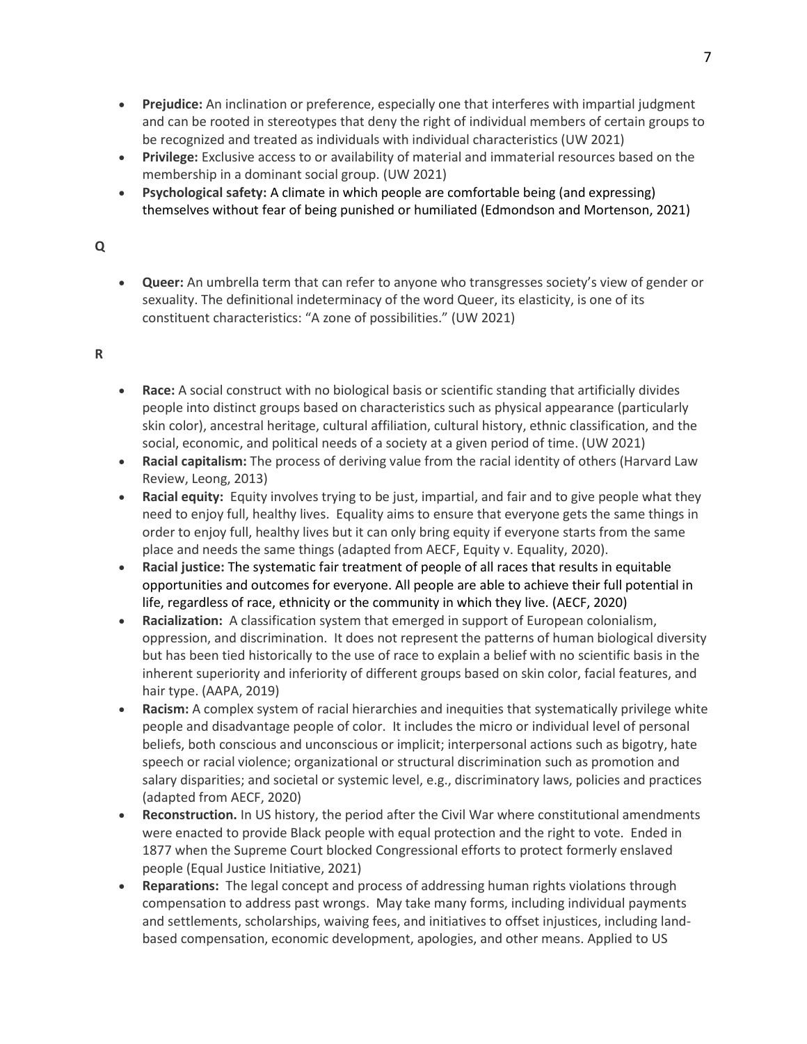- **Prejudice:** An inclination or preference, especially one that interferes with impartial judgment and can be rooted in stereotypes that deny the right of individual members of certain groups to be recognized and treated as individuals with individual characteristics (UW 2021)
- **Privilege:** Exclusive access to or availability of material and immaterial resources based on the membership in a dominant social group. (UW 2021)
- **Psychological safety:** A climate in which people are comfortable being (and expressing) themselves without fear of being punished or humiliated (Edmondson and Mortenson, 2021)

**Q**

- **Queer:** An umbrella term that can refer to anyone who transgresses society's view of gender or sexuality. The definitional indeterminacy of the word Queer, its elasticity, is one of its constituent characteristics: "A zone of possibilities." (UW 2021)

**R**

- **Race:** A social construct with no biological basis or scientific standing that artificially divides people into distinct groups based on characteristics such as physical appearance (particularly skin color), ancestral heritage, cultural affiliation, cultural history, ethnic classification, and the social, economic, and political needs of a society at a given period of time. (UW 2021)
- **Racial capitalism:** The process of deriving value from the racial identity of others (Harvard Law Review, Leong, 2013)
- **Racial equity:** Equity involves trying to be just, impartial, and fair and to give people what they need to enjoy full, healthy lives. Equality aims to ensure that everyone gets the same things in order to enjoy full, healthy lives but it can only bring equity if everyone starts from the same place and needs the same things (adapted from AECF, Equity v. Equality, 2020).
- **Racial justice:** The systematic fair treatment of people of all races that results in equitable opportunities and outcomes for everyone. All people are able to achieve their full potential in life, regardless of race, ethnicity or the community in which they live. (AECF, 2020)
- **Racialization:** A classification system that emerged in support of European colonialism, oppression, and discrimination. It does not represent the patterns of human biological diversity but has been tied historically to the use of race to explain a belief with no scientific basis in the inherent superiority and inferiority of different groups based on skin color, facial features, and hair type. (AAPA, 2019)
- **Racism:** A complex system of racial hierarchies and inequities that systematically privilege white people and disadvantage people of color. It includes the micro or individual level of personal beliefs, both conscious and unconscious or implicit; interpersonal actions such as bigotry, hate speech or racial violence; organizational or structural discrimination such as promotion and salary disparities; and societal or systemic level, e.g., discriminatory laws, policies and practices (adapted from AECF, 2020)
- **Reconstruction.** In US history, the period after the Civil War where constitutional amendments were enacted to provide Black people with equal protection and the right to vote. Ended in 1877 when the Supreme Court blocked Congressional efforts to protect formerly enslaved people (Equal Justice Initiative, 2021)
- **Reparations:** The legal concept and process of addressing human rights violations through compensation to address past wrongs. May take many forms, including individual payments and settlements, scholarships, waiving fees, and initiatives to offset injustices, including land-based compensation, economic development, apologies, and other means. Applied to US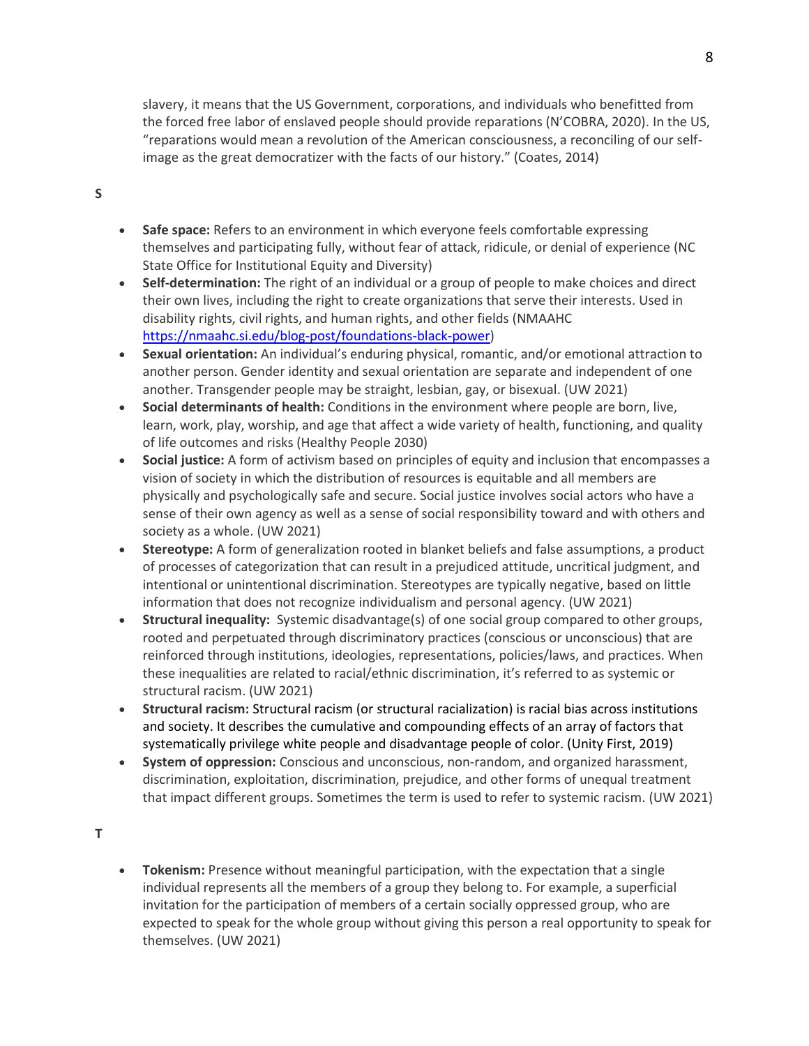slavery, it means that the US Government, corporations, and individuals who benefitted from the forced free labor of enslaved people should provide reparations (N'COBRA, 2020). In the US, "reparations would mean a revolution of the American consciousness, a reconciling of our self-image as the great democratizer with the facts of our history." (Coates, 2014)

**S**

- **Safe space:** Refers to an environment in which everyone feels comfortable expressing themselves and participating fully, without fear of attack, ridicule, or denial of experience (NC State Office for Institutional Equity and Diversity)
- **Self-determination:** The right of an individual or a group of people to make choices and direct their own lives, including the right to create organizations that serve their interests. Used in disability rights, civil rights, and human rights, and other fields (NMAAHC [https://nmaahc.si.edu/blog-post/foundations-black-power](https://nmaahc.si.edu/blog-post/foundations-black-power))
- **Sexual orientation:** An individual's enduring physical, romantic, and/or emotional attraction to another person. Gender identity and sexual orientation are separate and independent of one another. Transgender people may be straight, lesbian, gay, or bisexual. (UW 2021)
- **Social determinants of health:** Conditions in the environment where people are born, live, learn, work, play, worship, and age that affect a wide variety of health, functioning, and quality of life outcomes and risks (Healthy People 2030)
- **Social justice:** A form of activism based on principles of equity and inclusion that encompasses a vision of society in which the distribution of resources is equitable and all members are physically and psychologically safe and secure. Social justice involves social actors who have a sense of their own agency as well as a sense of social responsibility toward and with others and society as a whole. (UW 2021)
- **Stereotype:** A form of generalization rooted in blanket beliefs and false assumptions, a product of processes of categorization that can result in a prejudiced attitude, uncritical judgment, and intentional or unintentional discrimination. Stereotypes are typically negative, based on little information that does not recognize individualism and personal agency. (UW 2021)
- **Structural inequality:** Systemic disadvantage(s) of one social group compared to other groups, rooted and perpetuated through discriminatory practices (conscious or unconscious) that are reinforced through institutions, ideologies, representations, policies/laws, and practices. When these inequalities are related to racial/ethnic discrimination, it's referred to as systemic or structural racism. (UW 2021)
- **Structural racism:** Structural racism (or structural racialization) is racial bias across institutions and society. It describes the cumulative and compounding effects of an array of factors that systematically privilege white people and disadvantage people of color. (Unity First, 2019)
- **System of oppression:** Conscious and unconscious, non-random, and organized harassment, discrimination, exploitation, discrimination, prejudice, and other forms of unequal treatment that impact different groups. Sometimes the term is used to refer to systemic racism. (UW 2021)

**T**

- **Tokenism:** Presence without meaningful participation, with the expectation that a single individual represents all the members of a group they belong to. For example, a superficial invitation for the participation of members of a certain socially oppressed group, who are expected to speak for the whole group without giving this person a real opportunity to speak for themselves. (UW 2021)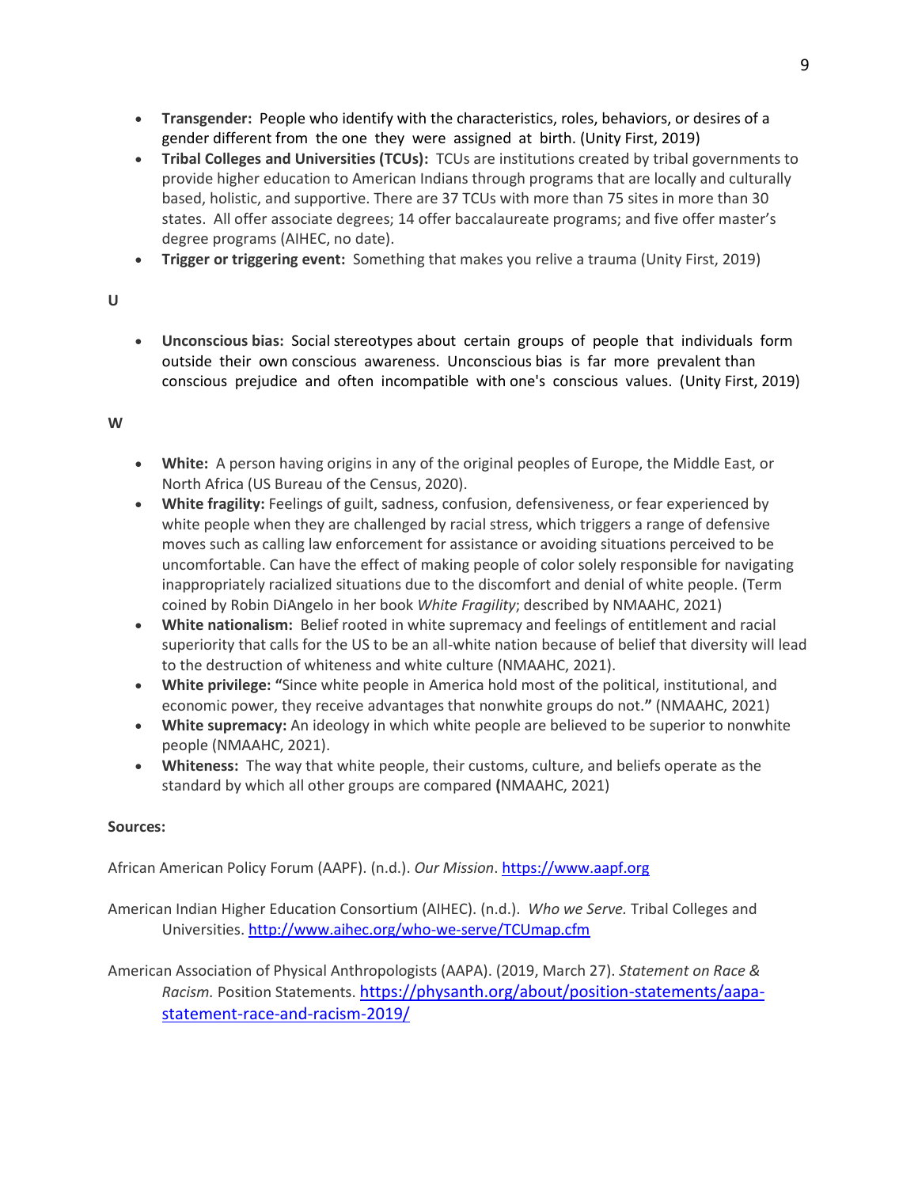- **Transgender:** People who identify with the characteristics, roles, behaviors, or desires of a gender different from the one they were assigned at birth. (Unity First, 2019)
- **Tribal Colleges and Universities (TCUs):** TCUs are institutions created by tribal governments to provide higher education to American Indians through programs that are locally and culturally based, holistic, and supportive. There are 37 TCUs with more than 75 sites in more than 30 states. All offer associate degrees; 14 offer baccalaureate programs; and five offer master's degree programs (AIHEC, no date).
- **Trigger or triggering event:** Something that makes you relive a trauma (Unity First, 2019)

**U**

- **Unconscious bias:** Social stereotypes about certain groups of people that individuals form outside their own conscious awareness. Unconscious bias is far more prevalent than conscious prejudice and often incompatible with one's conscious values. (Unity First, 2019)

**W**

- **White:** A person having origins in any of the original peoples of Europe, the Middle East, or North Africa (US Bureau of the Census, 2020).
- **White fragility:** Feelings of guilt, sadness, confusion, defensiveness, or fear experienced by white people when they are challenged by racial stress, which triggers a range of defensive moves such as calling law enforcement for assistance or avoiding situations perceived to be uncomfortable. Can have the effect of making people of color solely responsible for navigating inappropriately racialized situations due to the discomfort and denial of white people. (Term coined by Robin DiAngelo in her book *White Fragility*; described by NMAAHC, 2021)
- **White nationalism:** Belief rooted in white supremacy and feelings of entitlement and racial superiority that calls for the US to be an all-white nation because of belief that diversity will lead to the destruction of whiteness and white culture (NMAAHC, 2021).
- **White privilege: "**Since white people in America hold most of the political, institutional, and economic power, they receive advantages that nonwhite groups do not.**"** (NMAAHC, 2021)
- **White supremacy:** An ideology in which white people are believed to be superior to nonwhite people (NMAAHC, 2021).
- **Whiteness:** The way that white people, their customs, culture, and beliefs operate as the standard by which all other groups are compared **(**NMAAHC, 2021)

**Sources:**

African American Policy Forum (AAPF). (n.d.). *Our Mission*. https://www.aapf.org

American Indian Higher Education Consortium (AIHEC). (n.d.). *Who we Serve.* Tribal Colleges and Universities. http://www.aihec.org/who-we-serve/TCUmap.cfm

American Association of Physical Anthropologists (AAPA). (2019, March 27). *Statement on Race & Racism.* Position Statements. https://physanth.org/about/position-statements/aapa-statement-race-and-racism-2019/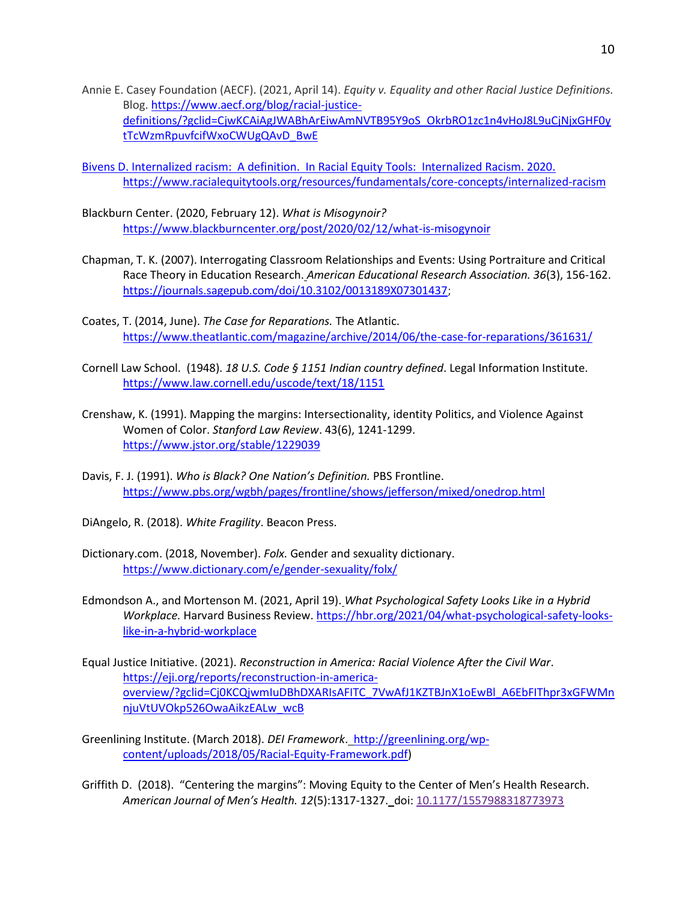Annie E. Casey Foundation (AECF). (2021, April 14). *Equity v. Equality and other Racial Justice Definitions.* Blog. https://www.aecf.org/blog/racial-justice-definitions/?gclid=CjwKCAiAgJWABhArEiwAmNVTB95Y9oS_OkrbRO1zc1n4vHoJ8L9uCjNjxGHF0ytTcWzmRpuvfcifWxoCWUgQAvD_BwE

Bivens D. Internalized racism: A definition. In Racial Equity Tools: Internalized Racism. 2020. https://www.racialequitytools.org/resources/fundamentals/core-concepts/internalized-racism

Blackburn Center. (2020, February 12). *What is Misogynoir?* https://www.blackburncenter.org/post/2020/02/12/what-is-misogynoir

Chapman, T. K. (2007). Interrogating Classroom Relationships and Events: Using Portraiture and Critical Race Theory in Education Research. *American Educational Research Association. 36*(3), 156-162. https://journals.sagepub.com/doi/10.3102/0013189X07301437;

Coates, T. (2014, June). *The Case for Reparations.* The Atlantic. https://www.theatlantic.com/magazine/archive/2014/06/the-case-for-reparations/361631/

Cornell Law School. (1948). *18 U.S. Code § 1151 Indian country defined*. Legal Information Institute. https://www.law.cornell.edu/uscode/text/18/1151

Crenshaw, K. (1991). Mapping the margins: Intersectionality, identity Politics, and Violence Against Women of Color. *Stanford Law Review*. 43(6), 1241-1299. https://www.jstor.org/stable/1229039

Davis, F. J. (1991). *Who is Black? One Nation's Definition.* PBS Frontline. https://www.pbs.org/wgbh/pages/frontline/shows/jefferson/mixed/onedrop.html

DiAngelo, R. (2018). *White Fragility*. Beacon Press.

Dictionary.com. (2018, November). *Folx.* Gender and sexuality dictionary. https://www.dictionary.com/e/gender-sexuality/folx/

Edmondson A., and Mortenson M. (2021, April 19). *What Psychological Safety Looks Like in a Hybrid Workplace.* Harvard Business Review. https://hbr.org/2021/04/what-psychological-safety-looks-like-in-a-hybrid-workplace

Equal Justice Initiative. (2021). *Reconstruction in America: Racial Violence After the Civil War*. https://eji.org/reports/reconstruction-in-america-overview/?gclid=Cj0KCQjwmIuDBhDXARIsAFITC_7VwAfJ1KZTBJnX1oEwBl_A6EbFIThpr3xGFWMnnjuVtUVOkp526OwaAikzEALw_wcB

Greenlining Institute. (March 2018). *DEI Framework*. http://greenlining.org/wp-content/uploads/2018/05/Racial-Equity-Framework.pdf)

Griffith D. (2018). "Centering the margins": Moving Equity to the Center of Men's Health Research. *American Journal of Men's Health. 12*(5):1317-1327. doi: 10.1177/1557988318773973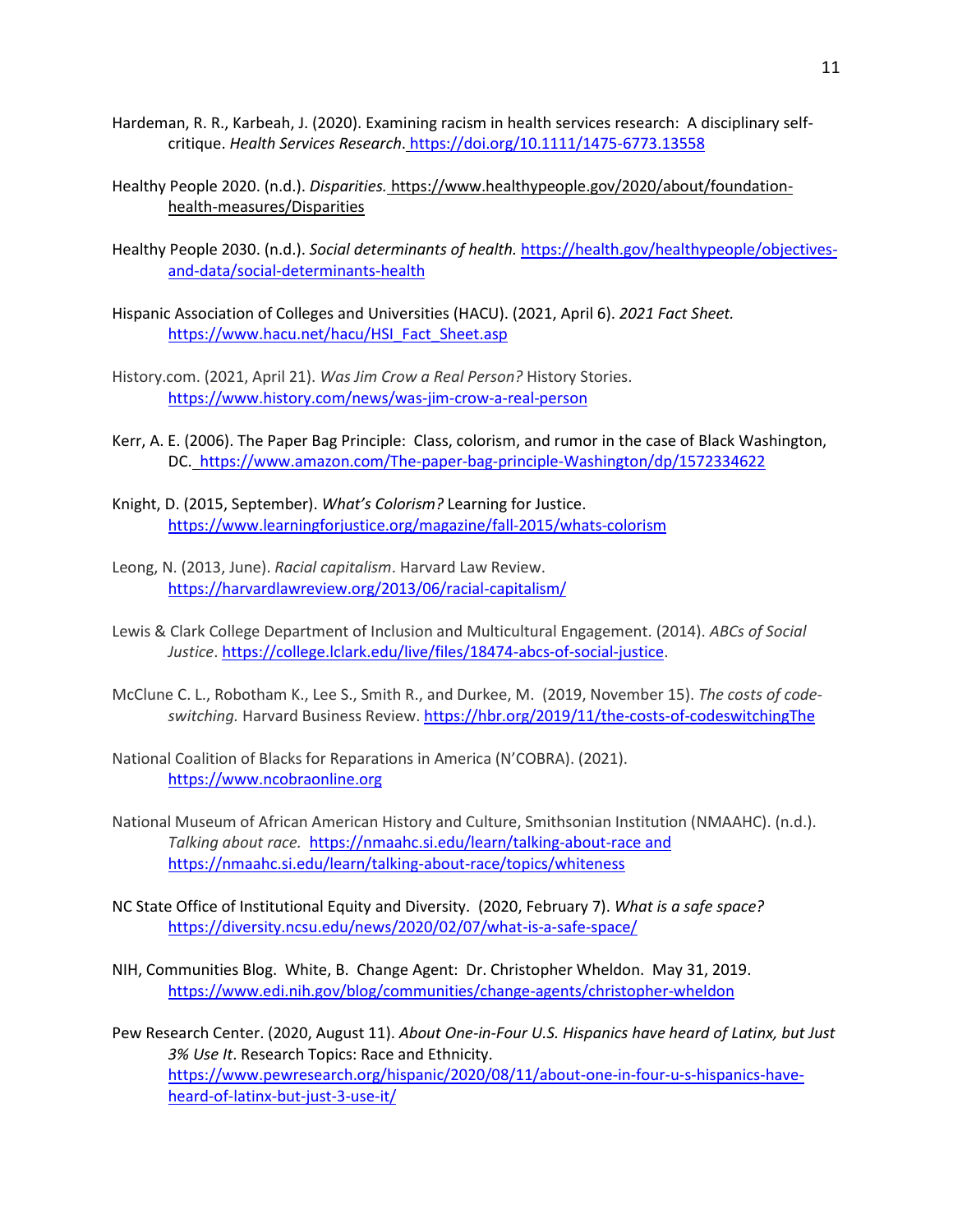Hardeman, R. R., Karbeah, J. (2020). Examining racism in health services research: A disciplinary self-critique. *Health Services Research*. https://doi.org/10.1111/1475-6773.13558

Healthy People 2020. (n.d.). *Disparities.* https://www.healthypeople.gov/2020/about/foundation-health-measures/Disparities

Healthy People 2030. (n.d.). *Social determinants of health.* https://health.gov/healthypeople/objectives-and-data/social-determinants-health

Hispanic Association of Colleges and Universities (HACU). (2021, April 6). *2021 Fact Sheet.* https://www.hacu.net/hacu/HSI_Fact_Sheet.asp

History.com. (2021, April 21). *Was Jim Crow a Real Person?* History Stories. https://www.history.com/news/was-jim-crow-a-real-person

Kerr, A. E. (2006). The Paper Bag Principle: Class, colorism, and rumor in the case of Black Washington, DC. https://www.amazon.com/The-paper-bag-principle-Washington/dp/1572334622

Knight, D. (2015, September). *What's Colorism?* Learning for Justice. https://www.learningforjustice.org/magazine/fall-2015/whats-colorism

Leong, N. (2013, June). *Racial capitalism*. Harvard Law Review. https://harvardlawreview.org/2013/06/racial-capitalism/

Lewis & Clark College Department of Inclusion and Multicultural Engagement. (2014). *ABCs of Social Justice*. https://college.lclark.edu/live/files/18474-abcs-of-social-justice.

McClune C. L., Robotham K., Lee S., Smith R., and Durkee, M. (2019, November 15). *The costs of code-switching.* Harvard Business Review. https://hbr.org/2019/11/the-costs-of-codeswitchingThe

National Coalition of Blacks for Reparations in America (N'COBRA). (2021). https://www.ncobraonline.org

National Museum of African American History and Culture, Smithsonian Institution (NMAAHC). (n.d.). *Talking about race.* https://nmaahc.si.edu/learn/talking-about-race and https://nmaahc.si.edu/learn/talking-about-race/topics/whiteness

NC State Office of Institutional Equity and Diversity. (2020, February 7). *What is a safe space?* https://diversity.ncsu.edu/news/2020/02/07/what-is-a-safe-space/

NIH, Communities Blog. White, B. Change Agent: Dr. Christopher Wheldon. May 31, 2019. https://www.edi.nih.gov/blog/communities/change-agents/christopher-wheldon

Pew Research Center. (2020, August 11). *About One-in-Four U.S. Hispanics have heard of Latinx, but Just 3% Use It*. Research Topics: Race and Ethnicity. https://www.pewresearch.org/hispanic/2020/08/11/about-one-in-four-u-s-hispanics-have-heard-of-latinx-but-just-3-use-it/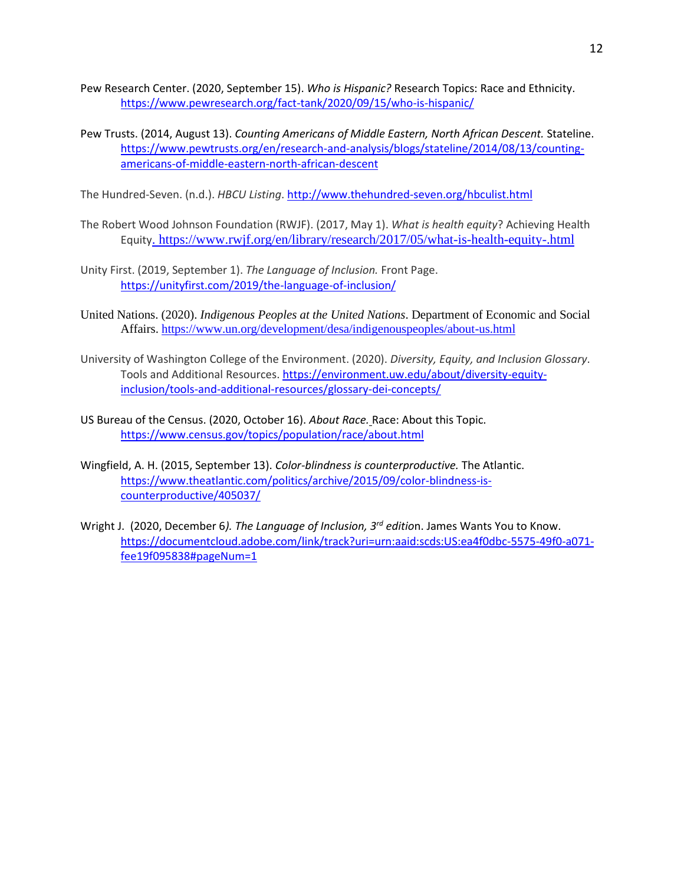Pew Research Center. (2020, September 15). *Who is Hispanic?* Research Topics: Race and Ethnicity. https://www.pewresearch.org/fact-tank/2020/09/15/who-is-hispanic/

Pew Trusts. (2014, August 13). *Counting Americans of Middle Eastern, North African Descent.* Stateline. https://www.pewtrusts.org/en/research-and-analysis/blogs/stateline/2014/08/13/counting-americans-of-middle-eastern-north-african-descent

The Hundred-Seven. (n.d.). *HBCU Listing*. http://www.thehundred-seven.org/hbculist.html

The Robert Wood Johnson Foundation (RWJF). (2017, May 1). *What is health equity*? Achieving Health Equity. https://www.rwjf.org/en/library/research/2017/05/what-is-health-equity-.html

Unity First. (2019, September 1). *The Language of Inclusion.* Front Page. https://unityfirst.com/2019/the-language-of-inclusion/

United Nations. (2020). *Indigenous Peoples at the United Nations*. Department of Economic and Social Affairs. https://www.un.org/development/desa/indigenouspeoples/about-us.html

University of Washington College of the Environment. (2020). *Diversity, Equity, and Inclusion Glossary*. Tools and Additional Resources. https://environment.uw.edu/about/diversity-equity-inclusion/tools-and-additional-resources/glossary-dei-concepts/

US Bureau of the Census. (2020, October 16). *About Race.* Race: About this Topic. https://www.census.gov/topics/population/race/about.html

Wingfield, A. H. (2015, September 13). *Color-blindness is counterproductive.* The Atlantic. https://www.theatlantic.com/politics/archive/2015/09/color-blindness-is-counterproductive/405037/

Wright J. (2020, December 6*). The Language of Inclusion, 3rd editio*n. James Wants You to Know. https://documentcloud.adobe.com/link/track?uri=urn:aaid:scds:US:ea4f0dbc-5575-49f0-a071-fee19f095838#pageNum=1